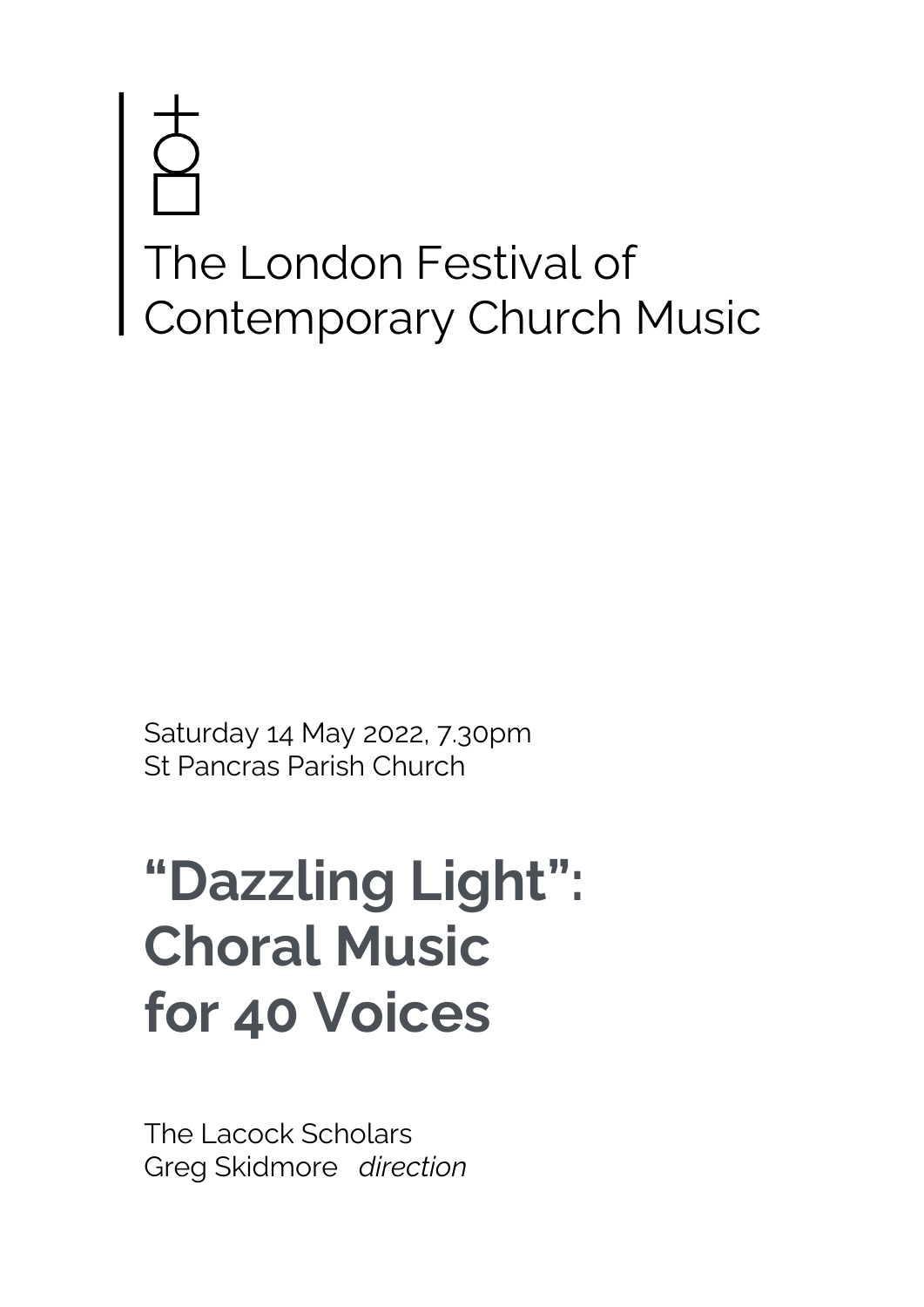The London Festival of Contemporary Church Music

Saturday 14 May 2022, 7.30pm
St Pancras Parish Church

# "Dazzling Light": Choral Music for 40 Voices

The Lacock Scholars
Greg Skidmore *direction*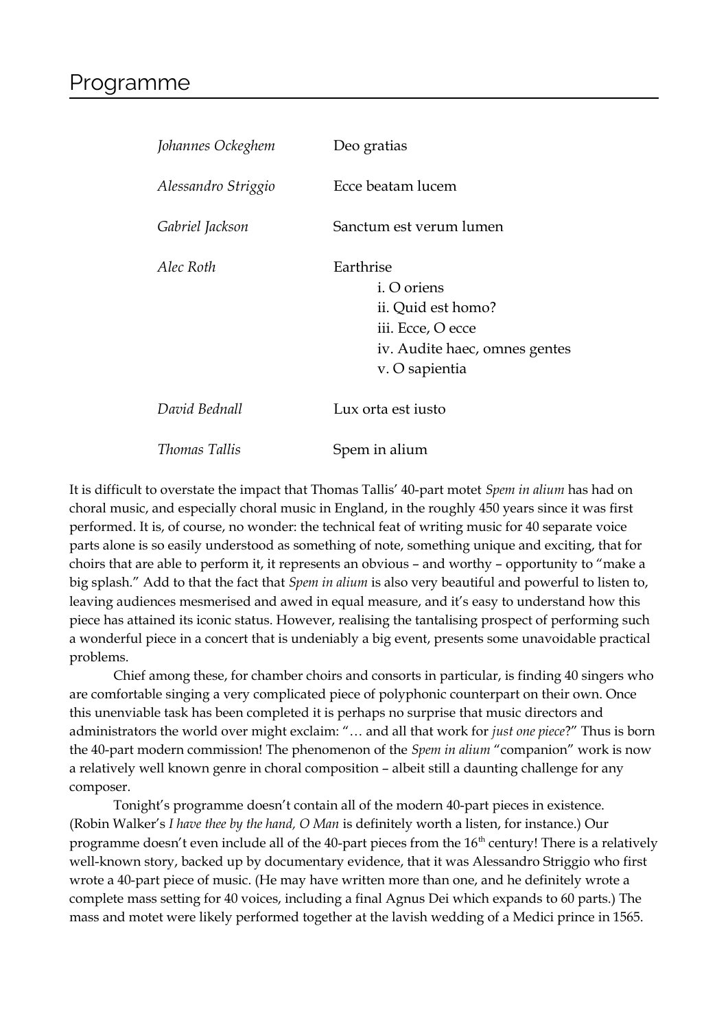# Programme

| | |
|---|---|
| *Johannes Ockeghem* | Deo gratias |
| *Alessandro Striggio* | Ecce beatam lucem |
| *Gabriel Jackson* | Sanctum est verum lumen |
| *Alec Roth* | Earthrise<br>i. O oriens<br>ii. Quid est homo?<br>iii. Ecce, O ecce<br>iv. Audite haec, omnes gentes<br>v. O sapientia |
| *David Bednall* | Lux orta est iusto |
| *Thomas Tallis* | Spem in alium |

It is difficult to overstate the impact that Thomas Tallis' 40-part motet *Spem in alium* has had on choral music, and especially choral music in England, in the roughly 450 years since it was first performed. It is, of course, no wonder: the technical feat of writing music for 40 separate voice parts alone is so easily understood as something of note, something unique and exciting, that for choirs that are able to perform it, it represents an obvious – and worthy – opportunity to "make a big splash." Add to that the fact that *Spem in alium* is also very beautiful and powerful to listen to, leaving audiences mesmerised and awed in equal measure, and it's easy to understand how this piece has attained its iconic status. However, realising the tantalising prospect of performing such a wonderful piece in a concert that is undeniably a big event, presents some unavoidable practical problems.

Chief among these, for chamber choirs and consorts in particular, is finding 40 singers who are comfortable singing a very complicated piece of polyphonic counterpart on their own. Once this unenviable task has been completed it is perhaps no surprise that music directors and administrators the world over might exclaim: "… and all that work for *just one piece*?" Thus is born the 40-part modern commission! The phenomenon of the *Spem in alium* "companion" work is now a relatively well known genre in choral composition – albeit still a daunting challenge for any composer.

Tonight's programme doesn't contain all of the modern 40-part pieces in existence. (Robin Walker's *I have thee by the hand, O Man* is definitely worth a listen, for instance.) Our programme doesn't even include all of the 40-part pieces from the 16th century! There is a relatively well-known story, backed up by documentary evidence, that it was Alessandro Striggio who first wrote a 40-part piece of music. (He may have written more than one, and he definitely wrote a complete mass setting for 40 voices, including a final Agnus Dei which expands to 60 parts.) The mass and motet were likely performed together at the lavish wedding of a Medici prince in 1565.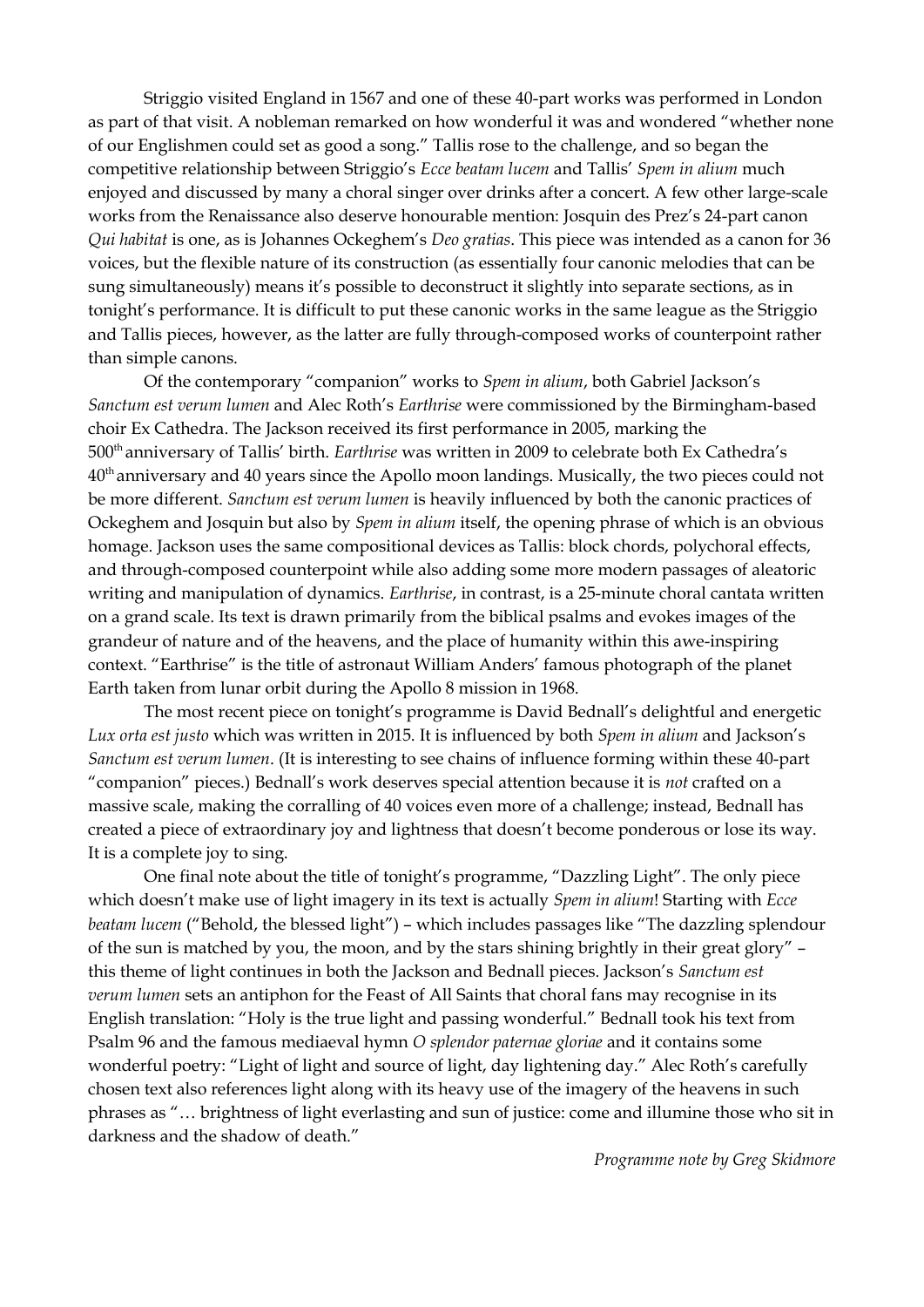Striggio visited England in 1567 and one of these 40-part works was performed in London as part of that visit. A nobleman remarked on how wonderful it was and wondered "whether none of our Englishmen could set as good a song." Tallis rose to the challenge, and so began the competitive relationship between Striggio's *Ecce beatam lucem* and Tallis' *Spem in alium* much enjoyed and discussed by many a choral singer over drinks after a concert. A few other large-scale works from the Renaissance also deserve honourable mention: Josquin des Prez's 24-part canon *Qui habitat* is one, as is Johannes Ockeghem's *Deo gratias*. This piece was intended as a canon for 36 voices, but the flexible nature of its construction (as essentially four canonic melodies that can be sung simultaneously) means it's possible to deconstruct it slightly into separate sections, as in tonight's performance. It is difficult to put these canonic works in the same league as the Striggio and Tallis pieces, however, as the latter are fully through-composed works of counterpoint rather than simple canons.

Of the contemporary "companion" works to *Spem in alium*, both Gabriel Jackson's *Sanctum est verum lumen* and Alec Roth's *Earthrise* were commissioned by the Birmingham-based choir Ex Cathedra. The Jackson received its first performance in 2005, marking the 500th anniversary of Tallis' birth. *Earthrise* was written in 2009 to celebrate both Ex Cathedra's 40th anniversary and 40 years since the Apollo moon landings. Musically, the two pieces could not be more different. *Sanctum est verum lumen* is heavily influenced by both the canonic practices of Ockeghem and Josquin but also by *Spem in alium* itself, the opening phrase of which is an obvious homage. Jackson uses the same compositional devices as Tallis: block chords, polychoral effects, and through-composed counterpoint while also adding some more modern passages of aleatoric writing and manipulation of dynamics. *Earthrise*, in contrast, is a 25-minute choral cantata written on a grand scale. Its text is drawn primarily from the biblical psalms and evokes images of the grandeur of nature and of the heavens, and the place of humanity within this awe-inspiring context. "Earthrise" is the title of astronaut William Anders' famous photograph of the planet Earth taken from lunar orbit during the Apollo 8 mission in 1968.

The most recent piece on tonight's programme is David Bednall's delightful and energetic *Lux orta est justo* which was written in 2015. It is influenced by both *Spem in alium* and Jackson's *Sanctum est verum lumen*. (It is interesting to see chains of influence forming within these 40-part "companion" pieces.) Bednall's work deserves special attention because it is *not* crafted on a massive scale, making the corralling of 40 voices even more of a challenge; instead, Bednall has created a piece of extraordinary joy and lightness that doesn't become ponderous or lose its way. It is a complete joy to sing.

One final note about the title of tonight's programme, "Dazzling Light". The only piece which doesn't make use of light imagery in its text is actually *Spem in alium*! Starting with *Ecce beatam lucem* ("Behold, the blessed light") – which includes passages like "The dazzling splendour of the sun is matched by you, the moon, and by the stars shining brightly in their great glory" – this theme of light continues in both the Jackson and Bednall pieces. Jackson's *Sanctum est verum lumen* sets an antiphon for the Feast of All Saints that choral fans may recognise in its English translation: "Holy is the true light and passing wonderful." Bednall took his text from Psalm 96 and the famous mediaeval hymn *O splendor paternae gloriae* and it contains some wonderful poetry: "Light of light and source of light, day lightening day." Alec Roth's carefully chosen text also references light along with its heavy use of the imagery of the heavens in such phrases as "… brightness of light everlasting and sun of justice: come and illumine those who sit in darkness and the shadow of death."

*Programme note by Greg Skidmore*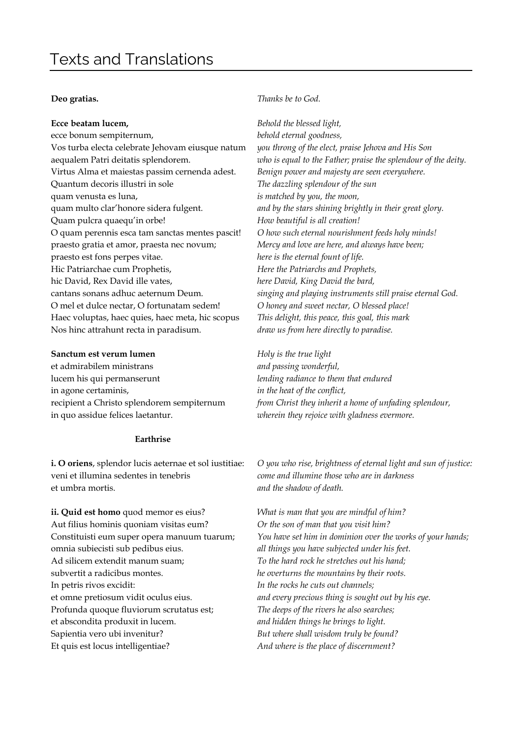# Texts and Translations

**Deo gratias.**

*Thanks be to God.*

**Ecce beatam lucem,**
ecce bonum sempiternum,
Vos turba electa celebrate Jehovam eiusque natum
aequalem Patri deitatis splendorem.
Virtus Alma et maiestas passim cernenda adest.
Quantum decoris illustri in sole
quam venusta es luna,
quam multo clar'honore sidera fulgent.
Quam pulcra quaequ'in orbe!
O quam perennis esca tam sanctas mentes pascit!
praesto gratia et amor, praesta nec novum;
praesto est fons perpes vitae.
Hic Patriarchae cum Prophetis,
hic David, Rex David ille vates,
cantans sonans adhuc aeternum Deum.
O mel et dulce nectar, O fortunatam sedem!
Haec voluptas, haec quies, haec meta, hic scopus
Nos hinc attrahunt recta in paradisum.

*Behold the blessed light,*
*behold eternal goodness,*
*you throng of the elect, praise Jehova and His Son*
*who is equal to the Father; praise the splendour of the deity.*
*Benign power and majesty are seen everywhere.*
*The dazzling splendour of the sun*
*is matched by you, the moon,*
*and by the stars shining brightly in their great glory.*
*How beautiful is all creation!*
*O how such eternal nourishment feeds holy minds!*
*Mercy and love are here, and always have been;*
*here is the eternal fount of life.*
*Here the Patriarchs and Prophets,*
*here David, King David the bard,*
*singing and playing instruments still praise eternal God.*
*O honey and sweet nectar, O blessed place!*
*This delight, this peace, this goal, this mark*
*draw us from here directly to paradise.*

**Sanctum est verum lumen**
et admirabilem ministrans
lucem his qui permanserunt
in agone certaminis,
recipient a Christo splendorem sempiternum
in quo assidue felices laetantur.

*Holy is the true light*
*and passing wonderful,*
*lending radiance to them that endured*
*in the heat of the conflict,*
*from Christ they inherit a home of unfading splendour,*
*wherein they rejoice with gladness evermore.*

**Earthrise**

**i. O oriens**, splendor lucis aeternae et sol iustitiae:
veni et illumina sedentes in tenebris
et umbra mortis.

*O you who rise, brightness of eternal light and sun of justice:*
*come and illumine those who are in darkness*
*and the shadow of death.*

**ii. Quid est homo** quod memor es eius?
Aut filius hominis quoniam visitas eum?
Constituisti eum super opera manuum tuarum;
omnia subiecisti sub pedibus eius.
Ad silicem extendit manum suam;
subvertit a radicibus montes.
In petris rivos excidit:
et omne pretiosum vidit oculus eius.
Profunda quoque fluviorum scrutatus est;
et abscondita produxit in lucem.
Sapientia vero ubi invenitur?
Et quis est locus intelligentiae?

*What is man that you are mindful of him?*
*Or the son of man that you visit him?*
*You have set him in dominion over the works of your hands;*
*all things you have subjected under his feet.*
*To the hard rock he stretches out his hand;*
*he overturns the mountains by their roots.*
*In the rocks he cuts out channels;*
*and every precious thing is sought out by his eye.*
*The deeps of the rivers he also searches;*
*and hidden things he brings to light.*
*But where shall wisdom truly be found?*
*And where is the place of discernment?*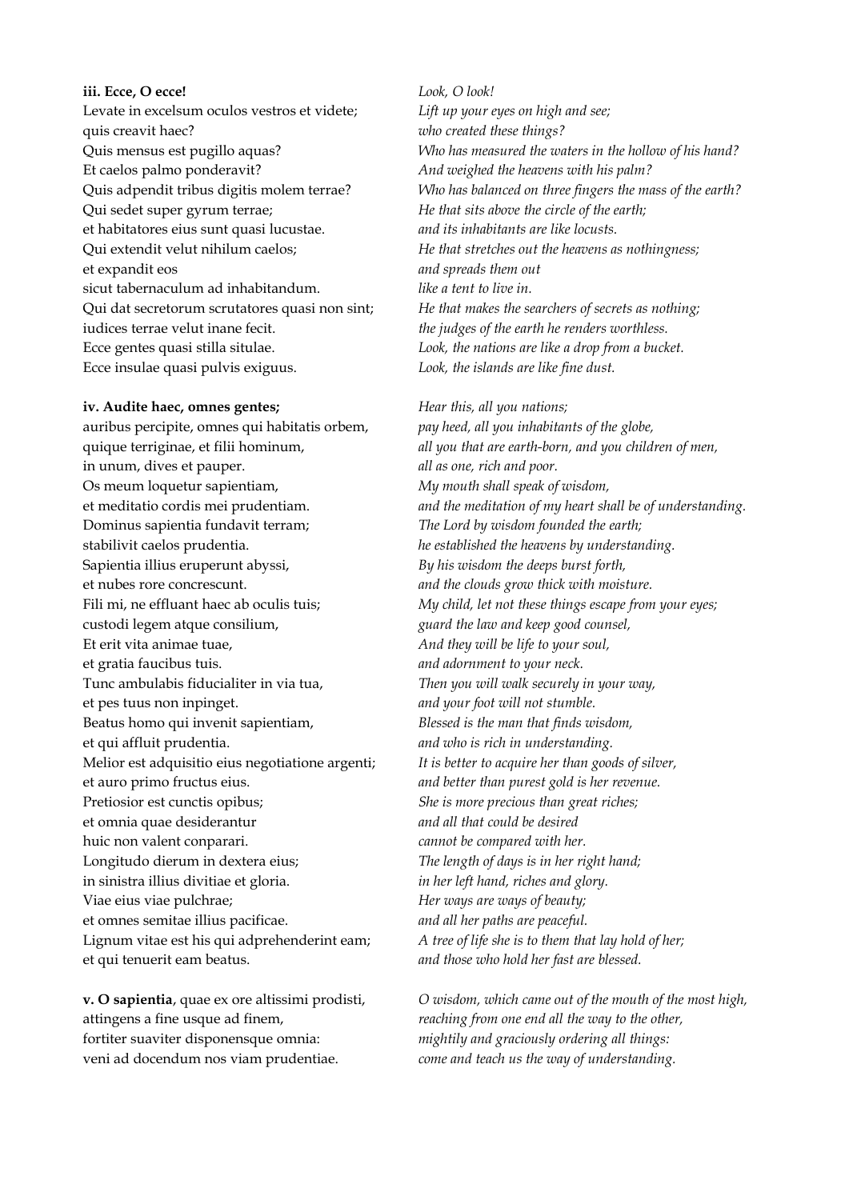**iii. Ecce, O ecce!**
Levate in excelsum oculos vestros et videte;
quis creavit haec?
Quis mensus est pugillo aquas?
Et caelos palmo ponderavit?
Quis adpendit tribus digitis molem terrae?
Qui sedet super gyrum terrae;
et habitatores eius sunt quasi lucustae.
Qui extendit velut nihilum caelos;
et expandit eos
sicut tabernaculum ad inhabitandum.
Qui dat secretorum scrutatores quasi non sint;
iudices terrae velut inane fecit.
Ecce gentes quasi stilla situlae.
Ecce insulae quasi pulvis exiguus.

*Look, O look!*
*Lift up your eyes on high and see;*
*who created these things?*
*Who has measured the waters in the hollow of his hand?*
*And weighed the heavens with his palm?*
*Who has balanced on three fingers the mass of the earth?*
*He that sits above the circle of the earth;*
*and its inhabitants are like locusts.*
*He that stretches out the heavens as nothingness;*
*and spreads them out*
*like a tent to live in.*
*He that makes the searchers of secrets as nothing;*
*the judges of the earth he renders worthless.*
*Look, the nations are like a drop from a bucket.*
*Look, the islands are like fine dust.*

**iv. Audite haec, omnes gentes;**
auribus percipite, omnes qui habitatis orbem,
quique terriginae, et filii hominum,
in unum, dives et pauper.
Os meum loquetur sapientiam,
et meditatio cordis mei prudentiam.
Dominus sapientia fundavit terram;
stabilivit caelos prudentia.
Sapientia illius eruperunt abyssi,
et nubes rore concrescunt.
Fili mi, ne effluant haec ab oculis tuis;
custodi legem atque consilium,
Et erit vita animae tuae,
et gratia faucibus tuis.
Tunc ambulabis fiducialiter in via tua,
et pes tuus non inpinget.
Beatus homo qui invenit sapientiam,
et qui affluit prudentia.
Melior est adquisitio eius negotiatione argenti;
et auro primo fructus eius.
Pretiosior est cunctis opibus;
et omnia quae desiderantur
huic non valent conparari.
Longitudo dierum in dextera eius;
in sinistra illius divitiae et gloria.
Viae eius viae pulchrae;
et omnes semitae illius pacificae.
Lignum vitae est his qui adprehenderint eam;
et qui tenuerit eam beatus.

*Hear this, all you nations;*
*pay heed, all you inhabitants of the globe,*
*all you that are earth-born, and you children of men,*
*all as one, rich and poor.*
*My mouth shall speak of wisdom,*
*and the meditation of my heart shall be of understanding.*
*The Lord by wisdom founded the earth;*
*he established the heavens by understanding.*
*By his wisdom the deeps burst forth,*
*and the clouds grow thick with moisture.*
*My child, let not these things escape from your eyes;*
*guard the law and keep good counsel,*
*And they will be life to your soul,*
*and adornment to your neck.*
*Then you will walk securely in your way,*
*and your foot will not stumble.*
*Blessed is the man that finds wisdom,*
*and who is rich in understanding.*
*It is better to acquire her than goods of silver,*
*and better than purest gold is her revenue.*
*She is more precious than great riches;*
*and all that could be desired*
*cannot be compared with her.*
*The length of days is in her right hand;*
*in her left hand, riches and glory.*
*Her ways are ways of beauty;*
*and all her paths are peaceful.*
*A tree of life she is to them that lay hold of her;*
*and those who hold her fast are blessed.*

**v. O sapientia**, quae ex ore altissimi prodisti,
attingens a fine usque ad finem,
fortiter suaviter disponensque omnia:
veni ad docendum nos viam prudentiae.

*O wisdom, which came out of the mouth of the most high,*
*reaching from one end all the way to the other,*
*mightily and graciously ordering all things:*
*come and teach us the way of understanding.*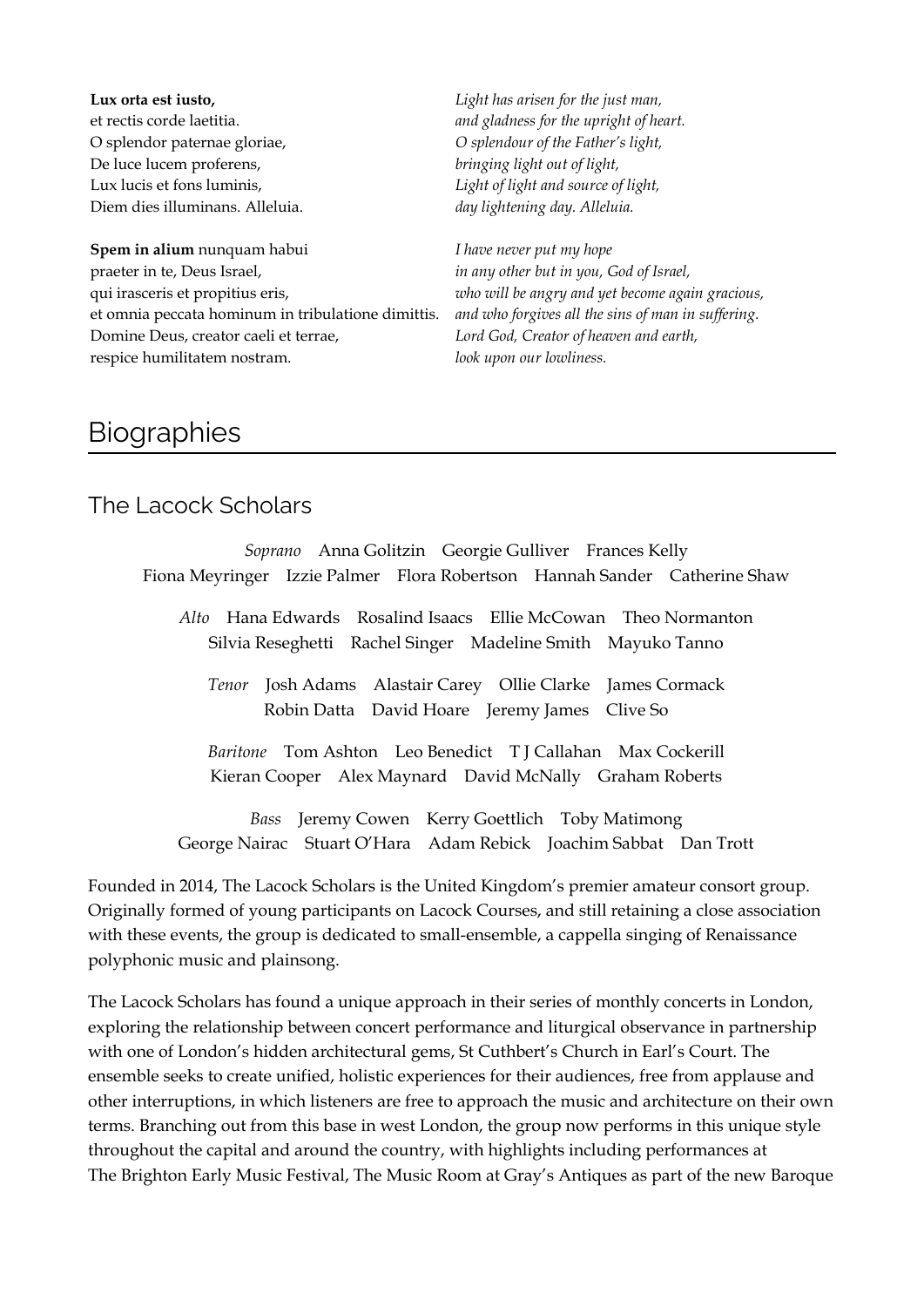**Lux orta est iusto,**
et rectis corde laetitia.
O splendor paternae gloriae,
De luce lucem proferens,
Lux lucis et fons luminis,
Diem dies illuminans. Alleluia.

*Light has arisen for the just man,*
*and gladness for the upright of heart.*
*O splendour of the Father's light,*
*bringing light out of light,*
*Light of light and source of light,*
*day lightening day. Alleluia.*

**Spem in alium** nunquam habui
praeter in te, Deus Israel,
qui irasceris et propitius eris,
et omnia peccata hominum in tribulatione dimittis.
Domine Deus, creator caeli et terrae,
respice humilitatem nostram.

*I have never put my hope*
*in any other but in you, God of Israel,*
*who will be angry and yet become again gracious,*
*and who forgives all the sins of man in suffering.*
*Lord God, Creator of heaven and earth,*
*look upon our lowliness.*

# Biographies

## The Lacock Scholars

*Soprano* Anna Golitzin Georgie Gulliver Frances Kelly Fiona Meyringer Izzie Palmer Flora Robertson Hannah Sander Catherine Shaw

*Alto* Hana Edwards Rosalind Isaacs Ellie McCowan Theo Normanton Silvia Reseghetti Rachel Singer Madeline Smith Mayuko Tanno

*Tenor* Josh Adams Alastair Carey Ollie Clarke James Cormack Robin Datta David Hoare Jeremy James Clive So

*Baritone* Tom Ashton Leo Benedict T J Callahan Max Cockerill Kieran Cooper Alex Maynard David McNally Graham Roberts

*Bass* Jeremy Cowen Kerry Goettlich Toby Matimong George Nairac Stuart O'Hara Adam Rebick Joachim Sabbat Dan Trott

Founded in 2014, The Lacock Scholars is the United Kingdom's premier amateur consort group. Originally formed of young participants on Lacock Courses, and still retaining a close association with these events, the group is dedicated to small-ensemble, a cappella singing of Renaissance polyphonic music and plainsong.

The Lacock Scholars has found a unique approach in their series of monthly concerts in London, exploring the relationship between concert performance and liturgical observance in partnership with one of London's hidden architectural gems, St Cuthbert's Church in Earl's Court. The ensemble seeks to create unified, holistic experiences for their audiences, free from applause and other interruptions, in which listeners are free to approach the music and architecture on their own terms. Branching out from this base in west London, the group now performs in this unique style throughout the capital and around the country, with highlights including performances at The Brighton Early Music Festival, The Music Room at Gray's Antiques as part of the new Baroque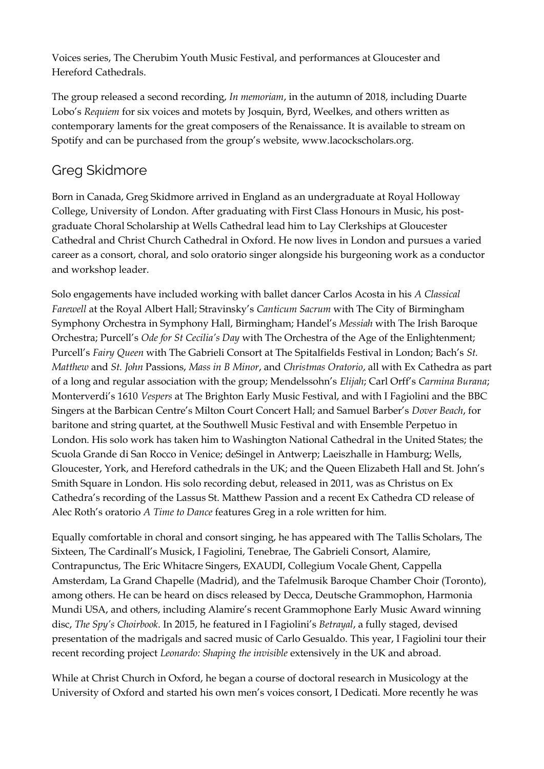Voices series, The Cherubim Youth Music Festival, and performances at Gloucester and Hereford Cathedrals.

The group released a second recording, *In memoriam*, in the autumn of 2018, including Duarte Lobo's *Requiem* for six voices and motets by Josquin, Byrd, Weelkes, and others written as contemporary laments for the great composers of the Renaissance. It is available to stream on Spotify and can be purchased from the group's website, www.lacockscholars.org.

## Greg Skidmore

Born in Canada, Greg Skidmore arrived in England as an undergraduate at Royal Holloway College, University of London. After graduating with First Class Honours in Music, his post-graduate Choral Scholarship at Wells Cathedral lead him to Lay Clerkships at Gloucester Cathedral and Christ Church Cathedral in Oxford. He now lives in London and pursues a varied career as a consort, choral, and solo oratorio singer alongside his burgeoning work as a conductor and workshop leader.

Solo engagements have included working with ballet dancer Carlos Acosta in his *A Classical Farewell* at the Royal Albert Hall; Stravinsky's *Canticum Sacrum* with The City of Birmingham Symphony Orchestra in Symphony Hall, Birmingham; Handel's *Messiah* with The Irish Baroque Orchestra; Purcell's *Ode for St Cecilia's Day* with The Orchestra of the Age of the Enlightenment; Purcell's *Fairy Queen* with The Gabrieli Consort at The Spitalfields Festival in London; Bach's *St. Matthew* and *St. John* Passions, *Mass in B Minor*, and *Christmas Oratorio*, all with Ex Cathedra as part of a long and regular association with the group; Mendelssohn's *Elijah*; Carl Orff's *Carmina Burana*; Monterverdi's 1610 *Vespers* at The Brighton Early Music Festival, and with I Fagiolini and the BBC Singers at the Barbican Centre's Milton Court Concert Hall; and Samuel Barber's *Dover Beach*, for baritone and string quartet, at the Southwell Music Festival and with Ensemble Perpetuo in London. His solo work has taken him to Washington National Cathedral in the United States; the Scuola Grande di San Rocco in Venice; deSingel in Antwerp; Laeiszhalle in Hamburg; Wells, Gloucester, York, and Hereford cathedrals in the UK; and the Queen Elizabeth Hall and St. John's Smith Square in London. His solo recording debut, released in 2011, was as Christus on Ex Cathedra's recording of the Lassus St. Matthew Passion and a recent Ex Cathedra CD release of Alec Roth's oratorio *A Time to Dance* features Greg in a role written for him.

Equally comfortable in choral and consort singing, he has appeared with The Tallis Scholars, The Sixteen, The Cardinall's Musick, I Fagiolini, Tenebrae, The Gabrieli Consort, Alamire, Contrapunctus, The Eric Whitacre Singers, EXAUDI, Collegium Vocale Ghent, Cappella Amsterdam, La Grand Chapelle (Madrid), and the Tafelmusik Baroque Chamber Choir (Toronto), among others. He can be heard on discs released by Decca, Deutsche Grammophon, Harmonia Mundi USA, and others, including Alamire's recent Grammophone Early Music Award winning disc, *The Spy's Choirbook*. In 2015, he featured in I Fagiolini's *Betrayal*, a fully staged, devised presentation of the madrigals and sacred music of Carlo Gesualdo. This year, I Fagiolini tour their recent recording project *Leonardo: Shaping the invisible* extensively in the UK and abroad.

While at Christ Church in Oxford, he began a course of doctoral research in Musicology at the University of Oxford and started his own men's voices consort, I Dedicati. More recently he was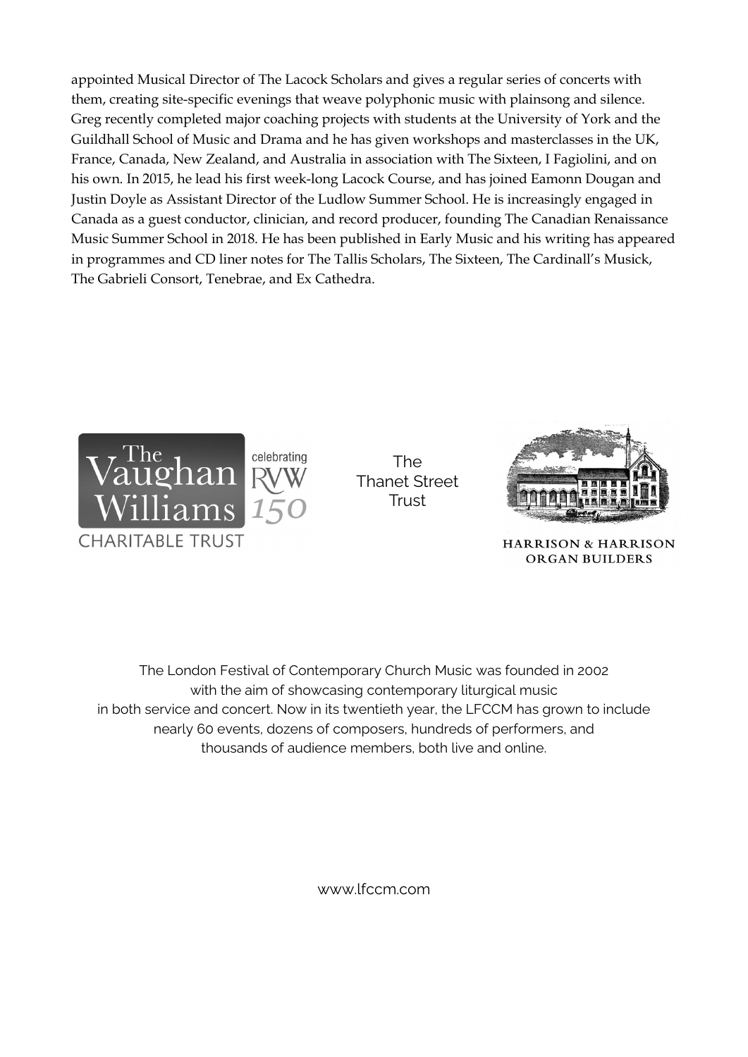appointed Musical Director of The Lacock Scholars and gives a regular series of concerts with them, creating site-specific evenings that weave polyphonic music with plainsong and silence. Greg recently completed major coaching projects with students at the University of York and the Guildhall School of Music and Drama and he has given workshops and masterclasses in the UK, France, Canada, New Zealand, and Australia in association with The Sixteen, I Fagiolini, and on his own. In 2015, he lead his first week-long Lacock Course, and has joined Eamonn Dougan and Justin Doyle as Assistant Director of the Ludlow Summer School. He is increasingly engaged in Canada as a guest conductor, clinician, and record producer, founding The Canadian Renaissance Music Summer School in 2018. He has been published in Early Music and his writing has appeared in programmes and CD liner notes for The Tallis Scholars, The Sixteen, The Cardinall's Musick, The Gabrieli Consort, Tenebrae, and Ex Cathedra.

The Vaughan Williams Charitable Trust celebrating RVW 150

The Thanet Street Trust

Harrison & Harrison Organ Builders

The London Festival of Contemporary Church Music was founded in 2002 with the aim of showcasing contemporary liturgical music in both service and concert. Now in its twentieth year, the LFCCM has grown to include nearly 60 events, dozens of composers, hundreds of performers, and thousands of audience members, both live and online.

www.lfccm.com